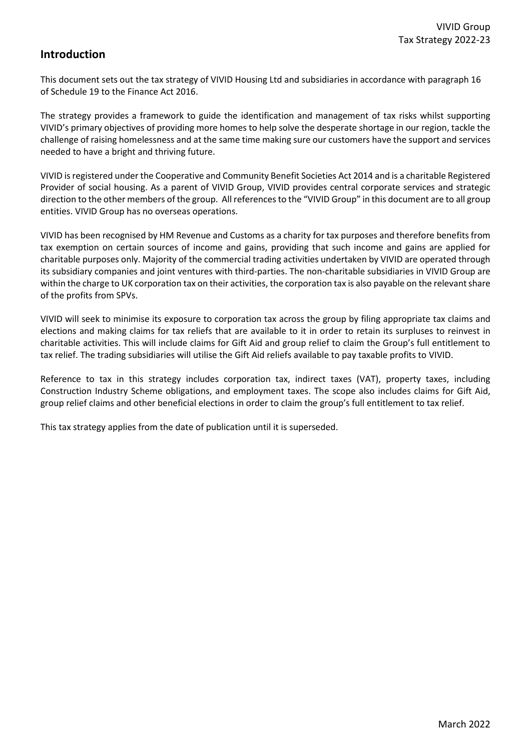## Introduction

This document sets out the tax strategy of VIVID Housing Ltd and subsidiaries in accordance with paragraph 16 of Schedule 19 to the Finance Act 2016.

The strategy provides a framework to guide the identification and management of tax risks whilst supporting VIVID's primary objectives of providing more homes to help solve the desperate shortage in our region, tackle the challenge of raising homelessness and at the same time making sure our customers have the support and services needed to have a bright and thriving future.

VIVID is registered under the Cooperative and Community Benefit Societies Act 2014 and is a charitable Registered Provider of social housing. As a parent of VIVID Group, VIVID provides central corporate services and strategic direction to the other members of the group. All references to the "VIVID Group" in this document are to all group entities. VIVID Group has no overseas operations.

VIVID has been recognised by HM Revenue and Customs as a charity for tax purposes and therefore benefits from tax exemption on certain sources of income and gains, providing that such income and gains are applied for charitable purposes only. Majority of the commercial trading activities undertaken by VIVID are operated through its subsidiary companies and joint ventures with third-parties. The non-charitable subsidiaries in VIVID Group are within the charge to UK corporation tax on their activities, the corporation tax is also payable on the relevant share of the profits from SPVs.

VIVID will seek to minimise its exposure to corporation tax across the group by filing appropriate tax claims and elections and making claims for tax reliefs that are available to it in order to retain its surpluses to reinvest in charitable activities. This will include claims for Gift Aid and group relief to claim the Group's full entitlement to tax relief. The trading subsidiaries will utilise the Gift Aid reliefs available to pay taxable profits to VIVID.

Reference to tax in this strategy includes corporation tax, indirect taxes (VAT), property taxes, including Construction Industry Scheme obligations, and employment taxes. The scope also includes claims for Gift Aid, group relief claims and other beneficial elections in order to claim the group's full entitlement to tax relief.

This tax strategy applies from the date of publication until it is superseded.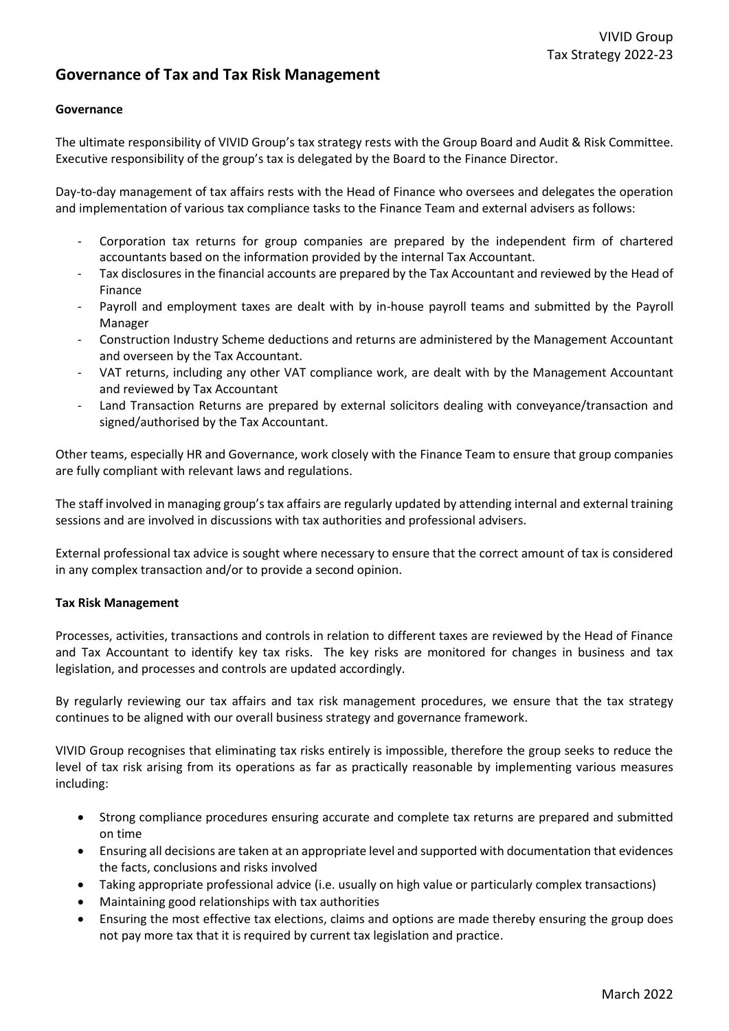## Governance of Tax and Tax Risk Management

**Governance**

The ultimate responsibility of VIVID Group's tax strategy rests with the Group Board and Audit & Risk Committee. Executive responsibility of the group's tax is delegated by the Board to the Finance Director.

Day-to-day management of tax affairs rests with the Head of Finance who oversees and delegates the operation and implementation of various tax compliance tasks to the Finance Team and external advisers as follows:

- Corporation tax returns for group companies are prepared by the independent firm of chartered accountants based on the information provided by the internal Tax Accountant.
- Tax disclosures in the financial accounts are prepared by the Tax Accountant and reviewed by the Head of Finance
- Payroll and employment taxes are dealt with by in-house payroll teams and submitted by the Payroll Manager
- Construction Industry Scheme deductions and returns are administered by the Management Accountant and overseen by the Tax Accountant.
- VAT returns, including any other VAT compliance work, are dealt with by the Management Accountant and reviewed by Tax Accountant
- Land Transaction Returns are prepared by external solicitors dealing with conveyance/transaction and signed/authorised by the Tax Accountant.

Other teams, especially HR and Governance, work closely with the Finance Team to ensure that group companies are fully compliant with relevant laws and regulations.

The staff involved in managing group's tax affairs are regularly updated by attending internal and external training sessions and are involved in discussions with tax authorities and professional advisers.

External professional tax advice is sought where necessary to ensure that the correct amount of tax is considered in any complex transaction and/or to provide a second opinion.

**Tax Risk Management**

Processes, activities, transactions and controls in relation to different taxes are reviewed by the Head of Finance and Tax Accountant to identify key tax risks. The key risks are monitored for changes in business and tax legislation, and processes and controls are updated accordingly.

By regularly reviewing our tax affairs and tax risk management procedures, we ensure that the tax strategy continues to be aligned with our overall business strategy and governance framework.

VIVID Group recognises that eliminating tax risks entirely is impossible, therefore the group seeks to reduce the level of tax risk arising from its operations as far as practically reasonable by implementing various measures including:

- Strong compliance procedures ensuring accurate and complete tax returns are prepared and submitted on time
- Ensuring all decisions are taken at an appropriate level and supported with documentation that evidences the facts, conclusions and risks involved
- Taking appropriate professional advice (i.e. usually on high value or particularly complex transactions)
- Maintaining good relationships with tax authorities
- Ensuring the most effective tax elections, claims and options are made thereby ensuring the group does not pay more tax that it is required by current tax legislation and practice.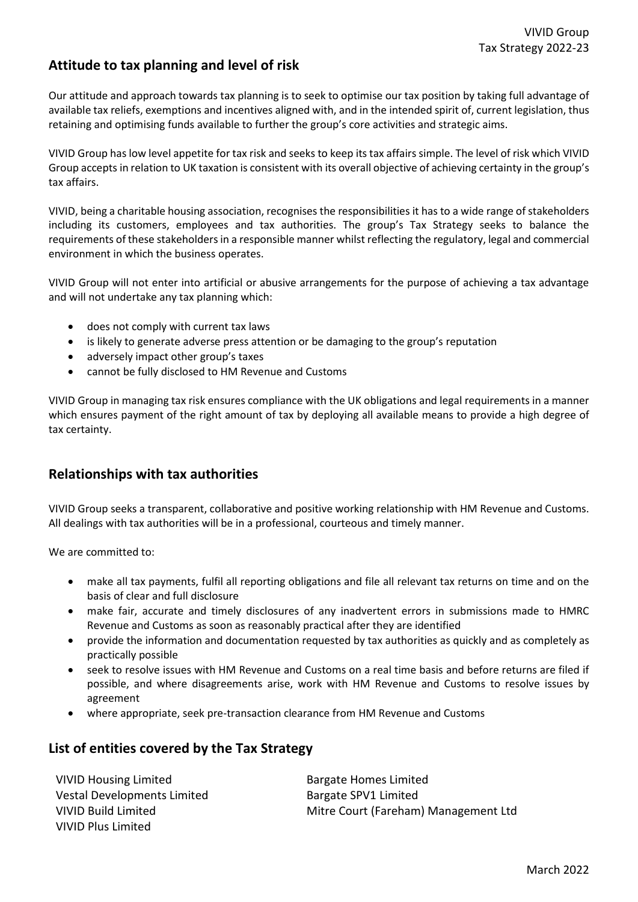## Attitude to tax planning and level of risk

Our attitude and approach towards tax planning is to seek to optimise our tax position by taking full advantage of available tax reliefs, exemptions and incentives aligned with, and in the intended spirit of, current legislation, thus retaining and optimising funds available to further the group's core activities and strategic aims.

VIVID Group has low level appetite for tax risk and seeks to keep its tax affairs simple. The level of risk which VIVID Group accepts in relation to UK taxation is consistent with its overall objective of achieving certainty in the group's tax affairs.

VIVID, being a charitable housing association, recognises the responsibilities it has to a wide range of stakeholders including its customers, employees and tax authorities. The group's Tax Strategy seeks to balance the requirements of these stakeholders in a responsible manner whilst reflecting the regulatory, legal and commercial environment in which the business operates.

VIVID Group will not enter into artificial or abusive arrangements for the purpose of achieving a tax advantage and will not undertake any tax planning which:

- does not comply with current tax laws
- is likely to generate adverse press attention or be damaging to the group's reputation
- adversely impact other group's taxes
- cannot be fully disclosed to HM Revenue and Customs

VIVID Group in managing tax risk ensures compliance with the UK obligations and legal requirements in a manner which ensures payment of the right amount of tax by deploying all available means to provide a high degree of tax certainty.

## Relationships with tax authorities

VIVID Group seeks a transparent, collaborative and positive working relationship with HM Revenue and Customs. All dealings with tax authorities will be in a professional, courteous and timely manner.

We are committed to:

- make all tax payments, fulfil all reporting obligations and file all relevant tax returns on time and on the basis of clear and full disclosure
- make fair, accurate and timely disclosures of any inadvertent errors in submissions made to HMRC Revenue and Customs as soon as reasonably practical after they are identified
- provide the information and documentation requested by tax authorities as quickly and as completely as practically possible
- seek to resolve issues with HM Revenue and Customs on a real time basis and before returns are filed if possible, and where disagreements arise, work with HM Revenue and Customs to resolve issues by agreement
- where appropriate, seek pre-transaction clearance from HM Revenue and Customs

## List of entities covered by the Tax Strategy

VIVID Housing Limited
Vestal Developments Limited
VIVID Build Limited
VIVID Plus Limited
Bargate Homes Limited
Bargate SPV1 Limited
Mitre Court (Fareham) Management Ltd

March 2022